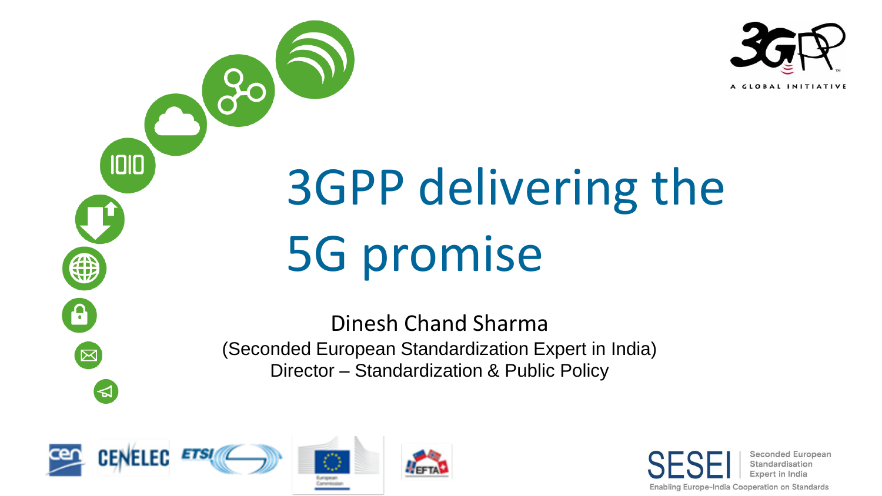# 3GPP delivering the 5G promise

Dinesh Chand Sharma

(Seconded European Standardization Expert in India)

Director – Standardization & Public Policy

SESEI | Seconded European Standardisation Expert in India

Enabling Europe-India Cooperation on Standards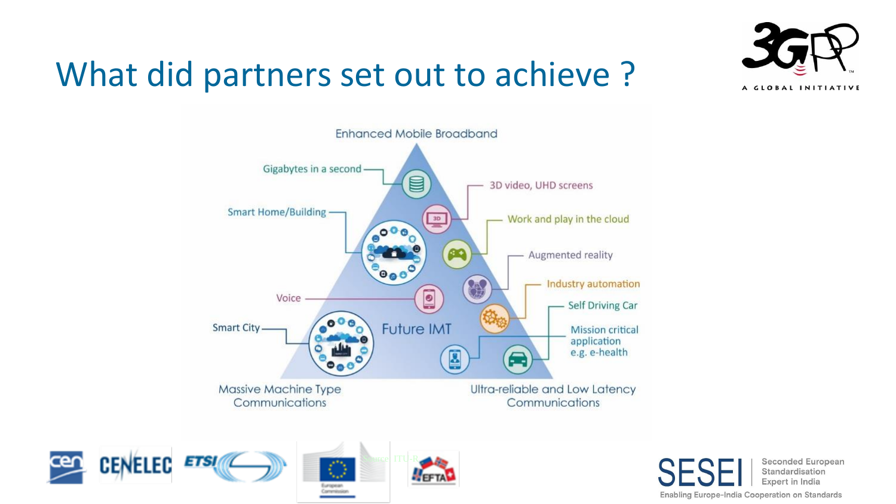# What did partners set out to achieve ?

Enhanced Mobile Broadband

Gigabytes in a second

3D video, UHD screens

Smart Home/Building

Work and play in the cloud

Augmented reality

Industry automation

Voice

Self Driving Car

Smart City

Future IMT

Mission critical application e.g. e-health

Massive Machine Type Communications

Ultra-reliable and Low Latency Communications

Source: ITU-R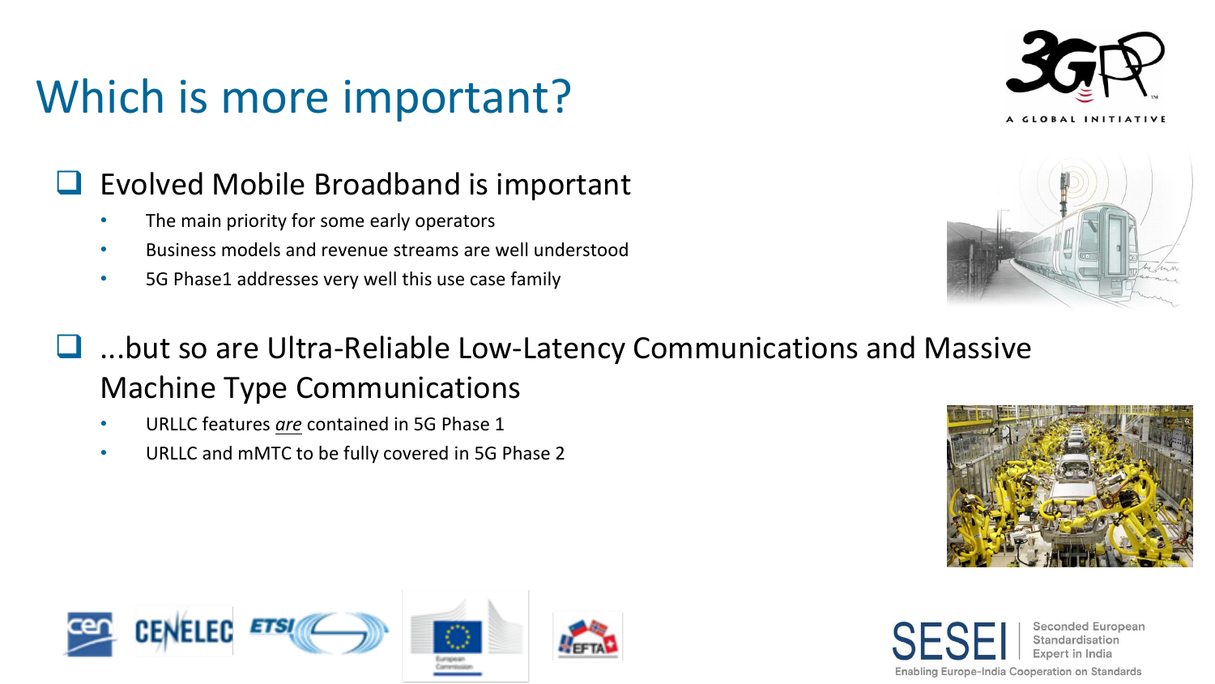# Which is more important?

- Evolved Mobile Broadband is important
  - The main priority for some early operators
  - Business models and revenue streams are well understood
  - 5G Phase1 addresses very well this use case family

- ...but so are Ultra-Reliable Low-Latency Communications and Massive Machine Type Communications
  - URLLC features *are* contained in 5G Phase 1
  - URLLC and mMTC to be fully covered in 5G Phase 2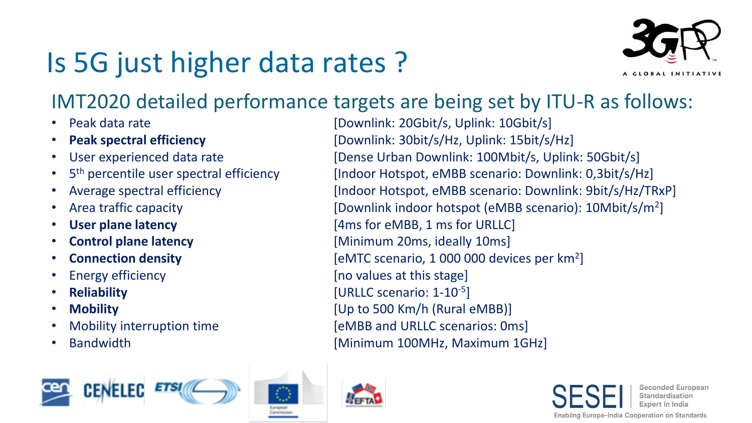# Is 5G just higher data rates ?

## IMT2020 detailed performance targets are being set by ITU-R as follows:

- Peak data rate [Downlink: 20Gbit/s, Uplink: 10Gbit/s]
- **Peak spectral efficiency** [Downlink: 30bit/s/Hz, Uplink: 15bit/s/Hz]
- User experienced data rate [Dense Urban Downlink: 100Mbit/s, Uplink: 50Gbit/s]
- 5th percentile user spectral efficiency [Indoor Hotspot, eMBB scenario: Downlink: 0,3bit/s/Hz]
- Average spectral efficiency [Indoor Hotspot, eMBB scenario: Downlink: 9bit/s/Hz/TRxP]
- Area traffic capacity [Downlink indoor hotspot (eMBB scenario): 10Mbit/s/m$^2$]
- **User plane latency** [4ms for eMBB, 1 ms for URLLC]
- **Control plane latency** [Minimum 20ms, ideally 10ms]
- **Connection density** [eMTC scenario, 1 000 000 devices per km$^2$]
- Energy efficiency [no values at this stage]
- **Reliability** [URLLC scenario: 1-10$^{-5}$]
- **Mobility** [Up to 500 Km/h (Rural eMBB)]
- Mobility interruption time [eMBB and URLLC scenarios: 0ms]
- Bandwidth [Minimum 100MHz, Maximum 1GHz]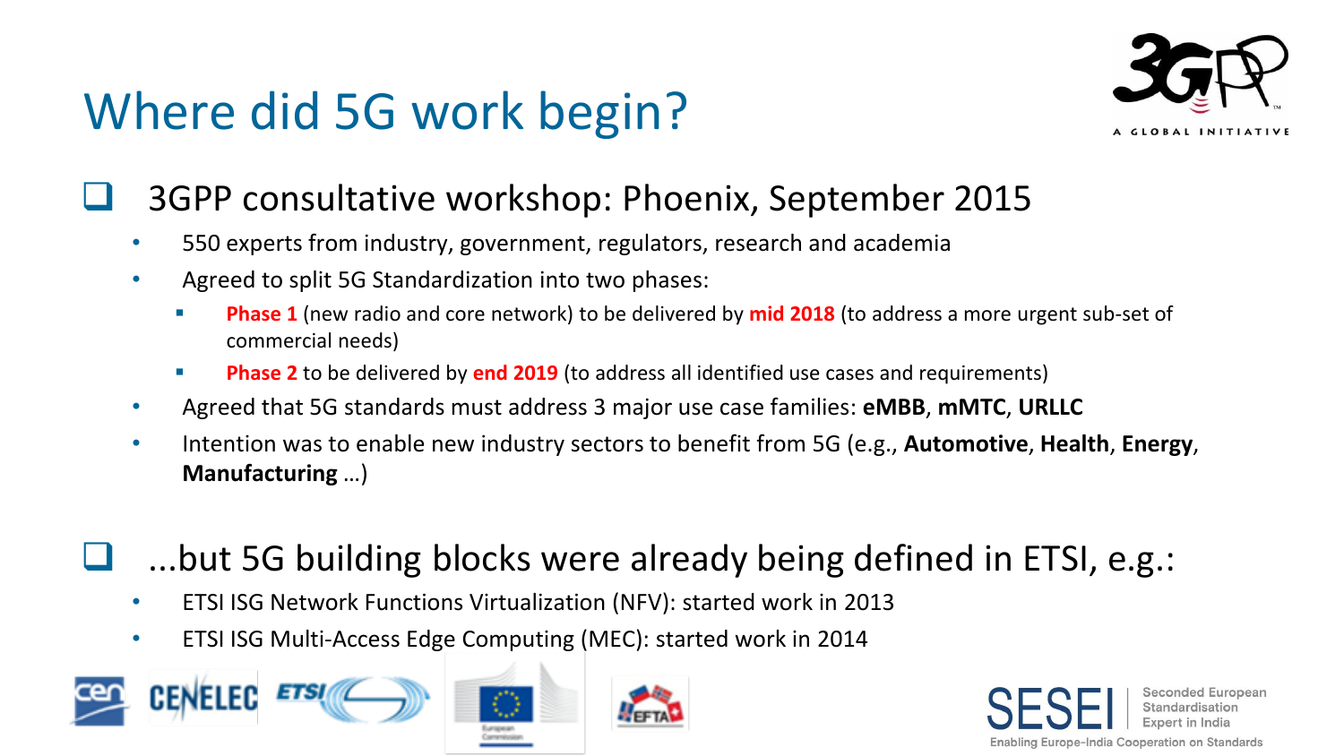# Where did 5G work begin?

- 3GPP consultative workshop: Phoenix, September 2015
  - 550 experts from industry, government, regulators, research and academia
  - Agreed to split 5G Standardization into two phases:
    - **Phase 1** (new radio and core network) to be delivered by **mid 2018** (to address a more urgent sub-set of commercial needs)
    - **Phase 2** to be delivered by **end 2019** (to address all identified use cases and requirements)
  - Agreed that 5G standards must address 3 major use case families: **eMBB**, **mMTC**, **URLLC**
  - Intention was to enable new industry sectors to benefit from 5G (e.g., **Automotive**, **Health**, **Energy**, **Manufacturing** …)

- ...but 5G building blocks were already being defined in ETSI, e.g.:
  - ETSI ISG Network Functions Virtualization (NFV): started work in 2013
  - ETSI ISG Multi-Access Edge Computing (MEC): started work in 2014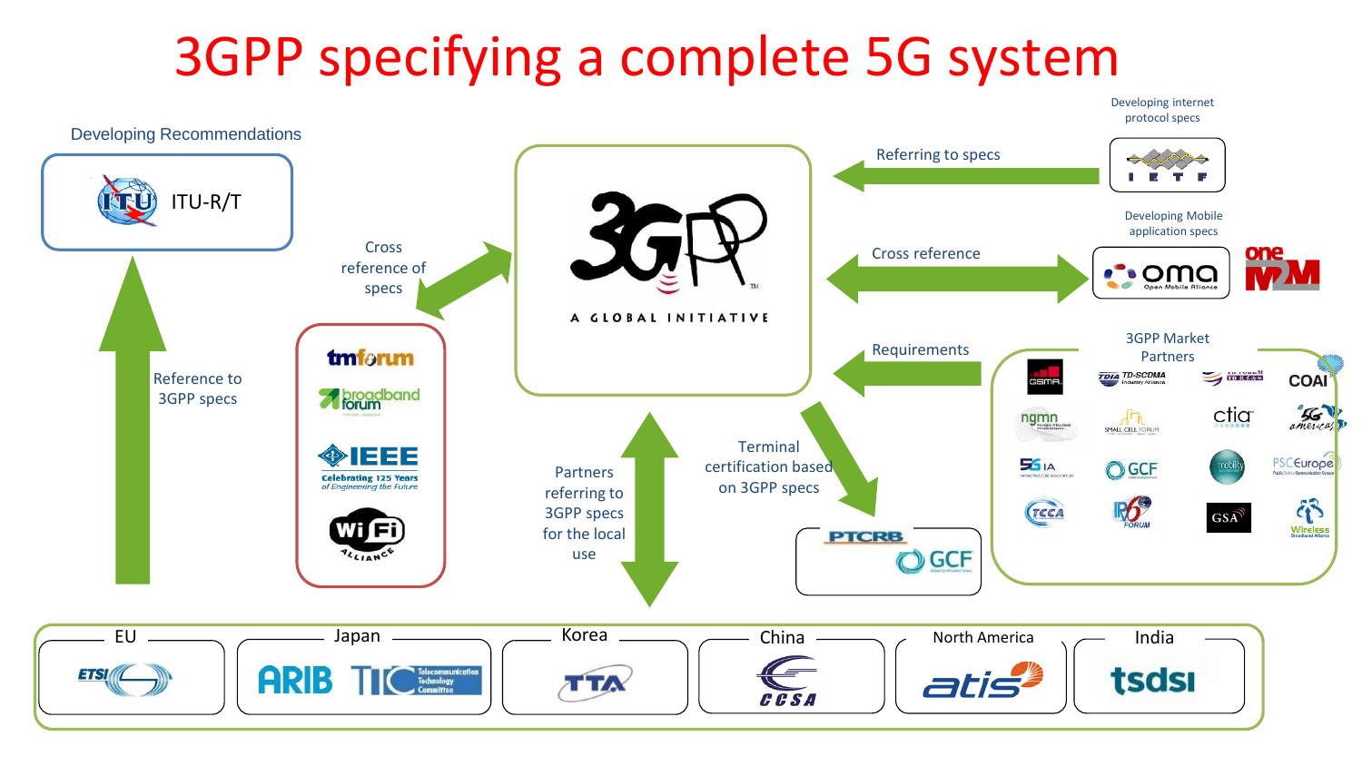# 3GPP specifying a complete 5G system

Developing Recommendations

ITU-R/T

Reference to 3GPP specs

Cross reference of specs

tmforum

broadband forum

IEEE Celebrating 125 Years of Engineering the Future

Wi-Fi Alliance

3GPP A GLOBAL INITIATIVE

Referring to specs

Developing internet protocol specs

IETF

Cross reference

Developing Mobile application specs

oma Open Mobile Alliance

oneM2M

Requirements

3GPP Market Partners

GSMA, TD-SCDMA Industry Alliance, TD Forum, COAI, ngmn, Small Cell Forum, ctia, 5G Americas, 5G IA, GCF, mobility, PSCEurope, TCCA, IPv6 Forum, GSA, Wireless Broadband Alliance

Terminal certification based on 3GPP specs

PTCRB

GCF

Partners referring to 3GPP specs for the local use

EU: ETSI

Japan: ARIB, TTC

Korea: TTA

China: CCSA

North America: atis

India: tsdsi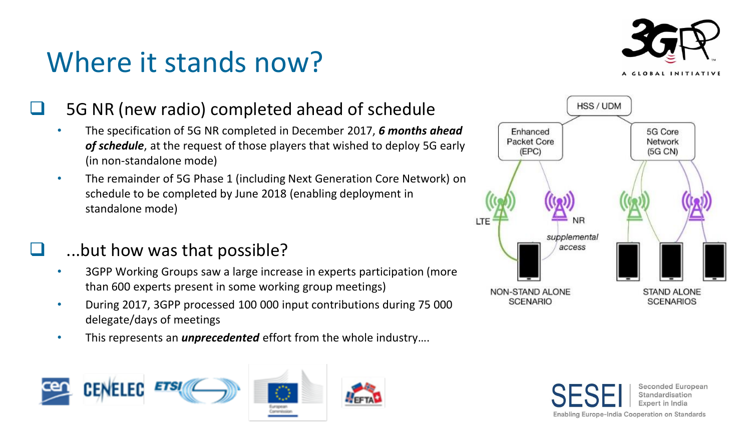# Where it stands now?

## 5G NR (new radio) completed ahead of schedule

- The specification of 5G NR completed in December 2017, ***6 months ahead of schedule***, at the request of those players that wished to deploy 5G early (in non-standalone mode)
- The remainder of 5G Phase 1 (including Next Generation Core Network) on schedule to be completed by June 2018 (enabling deployment in standalone mode)

## ...but how was that possible?

- 3GPP Working Groups saw a large increase in experts participation (more than 600 experts present in some working group meetings)
- During 2017, 3GPP processed 100 000 input contributions during 75 000 delegate/days of meetings
- This represents an ***unprecedented*** effort from the whole industry….

HSS / UDM

Enhanced Packet Core (EPC)

5G Core Network (5G CN)

LTE

NR

*supplemental access*

NON-STAND ALONE SCENARIO

STAND ALONE SCENARIOS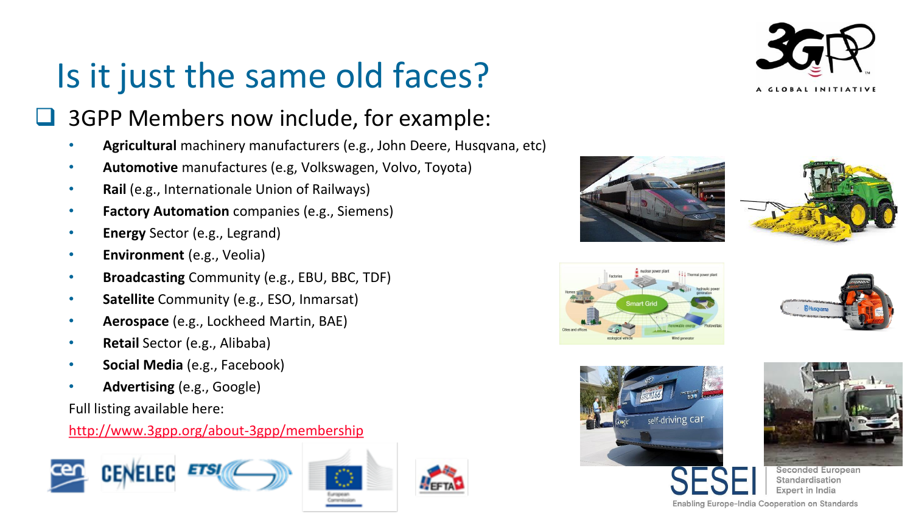# Is it just the same old faces?

- 3GPP Members now include, for example:
  - **Agricultural** machinery manufacturers (e.g., John Deere, Husqvana, etc)
  - **Automotive** manufactures (e.g, Volkswagen, Volvo, Toyota)
  - **Rail** (e.g., Internationale Union of Railways)
  - **Factory Automation** companies (e.g., Siemens)
  - **Energy** Sector (e.g., Legrand)
  - **Environment** (e.g., Veolia)
  - **Broadcasting** Community (e.g., EBU, BBC, TDF)
  - **Satellite** Community (e.g., ESO, Inmarsat)
  - **Aerospace** (e.g., Lockheed Martin, BAE)
  - **Retail** Sector (e.g., Alibaba)
  - **Social Media** (e.g., Facebook)
  - **Advertising** (e.g., Google)

  Full listing available here:

  http://www.3gpp.org/about-3gpp/membership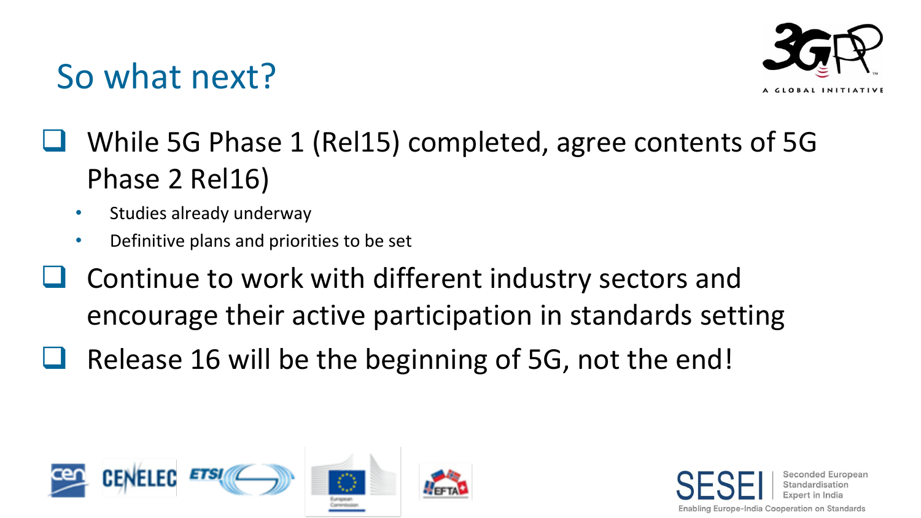# So what next?

- While 5G Phase 1 (Rel15) completed, agree contents of 5G Phase 2 Rel16)
  - Studies already underway
  - Definitive plans and priorities to be set
- Continue to work with different industry sectors and encourage their active participation in standards setting
- Release 16 will be the beginning of 5G, not the end!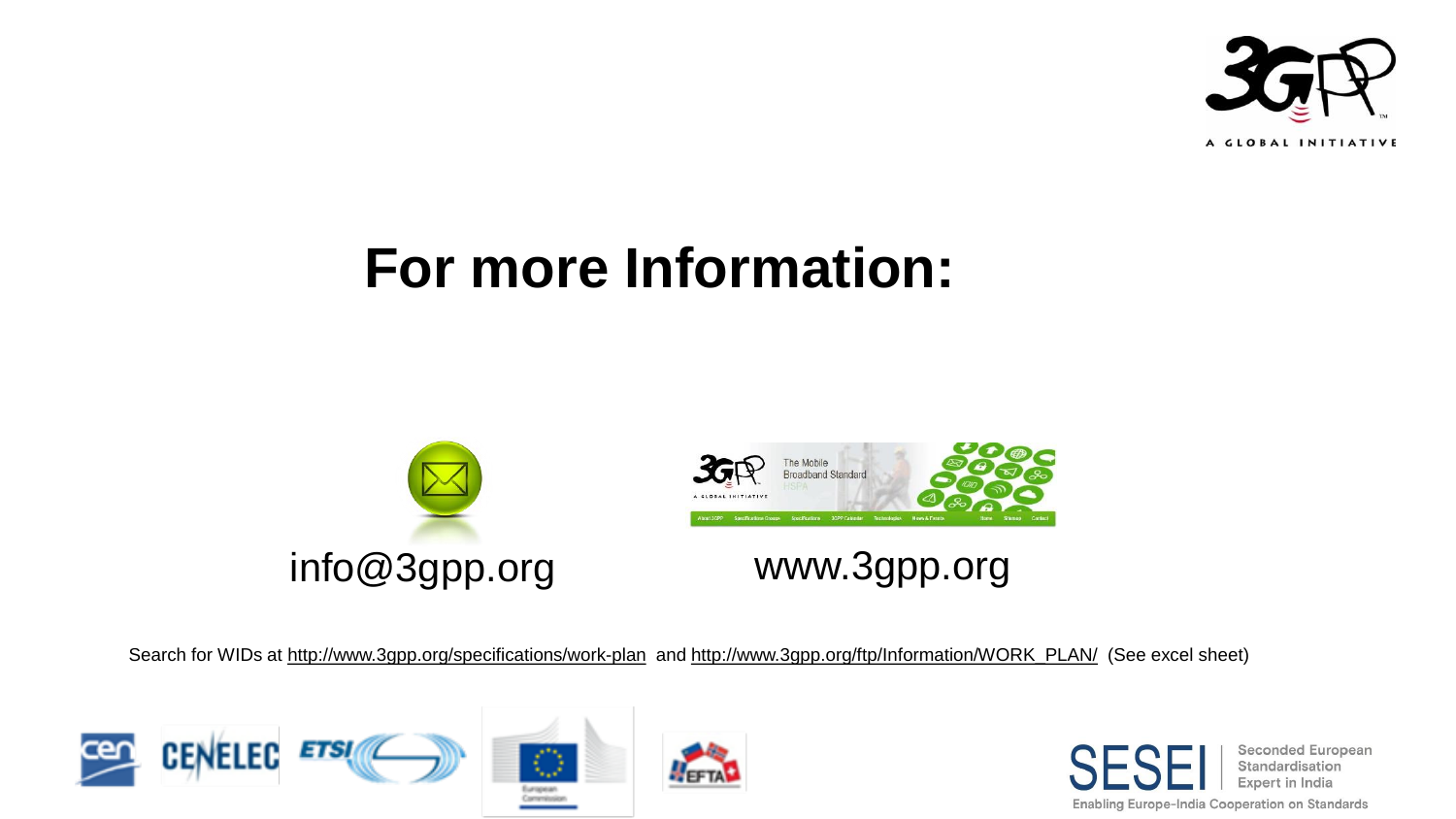# For more Information:

info@3gpp.org

www.3gpp.org

Search for WIDs at http://www.3gpp.org/specifications/work-plan and http://www.3gpp.org/ftp/Information/WORK_PLAN/ (See excel sheet)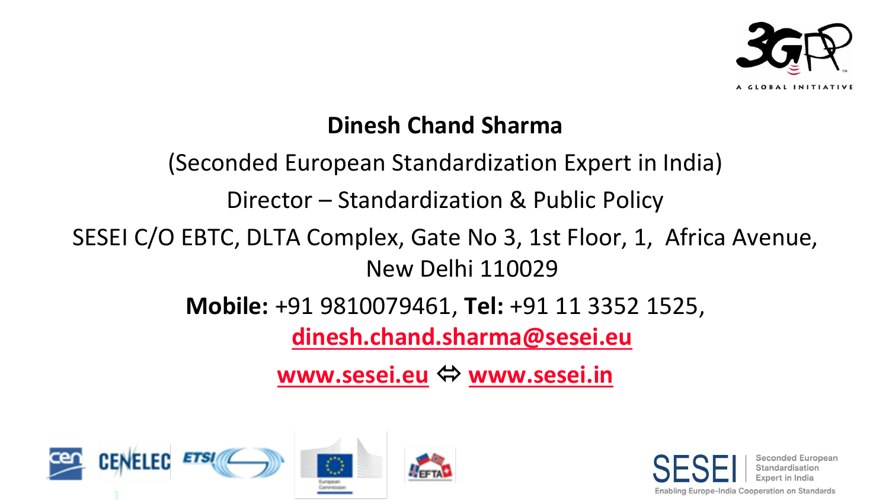**Dinesh Chand Sharma**

(Seconded European Standardization Expert in India)

Director – Standardization & Public Policy

SESEI C/O EBTC, DLTA Complex, Gate No 3, 1st Floor, 1, Africa Avenue, New Delhi 110029

**Mobile:** +91 9810079461, **Tel:** +91 11 3352 1525, dinesh.chand.sharma@sesei.eu

www.sesei.eu ⇔ www.sesei.in